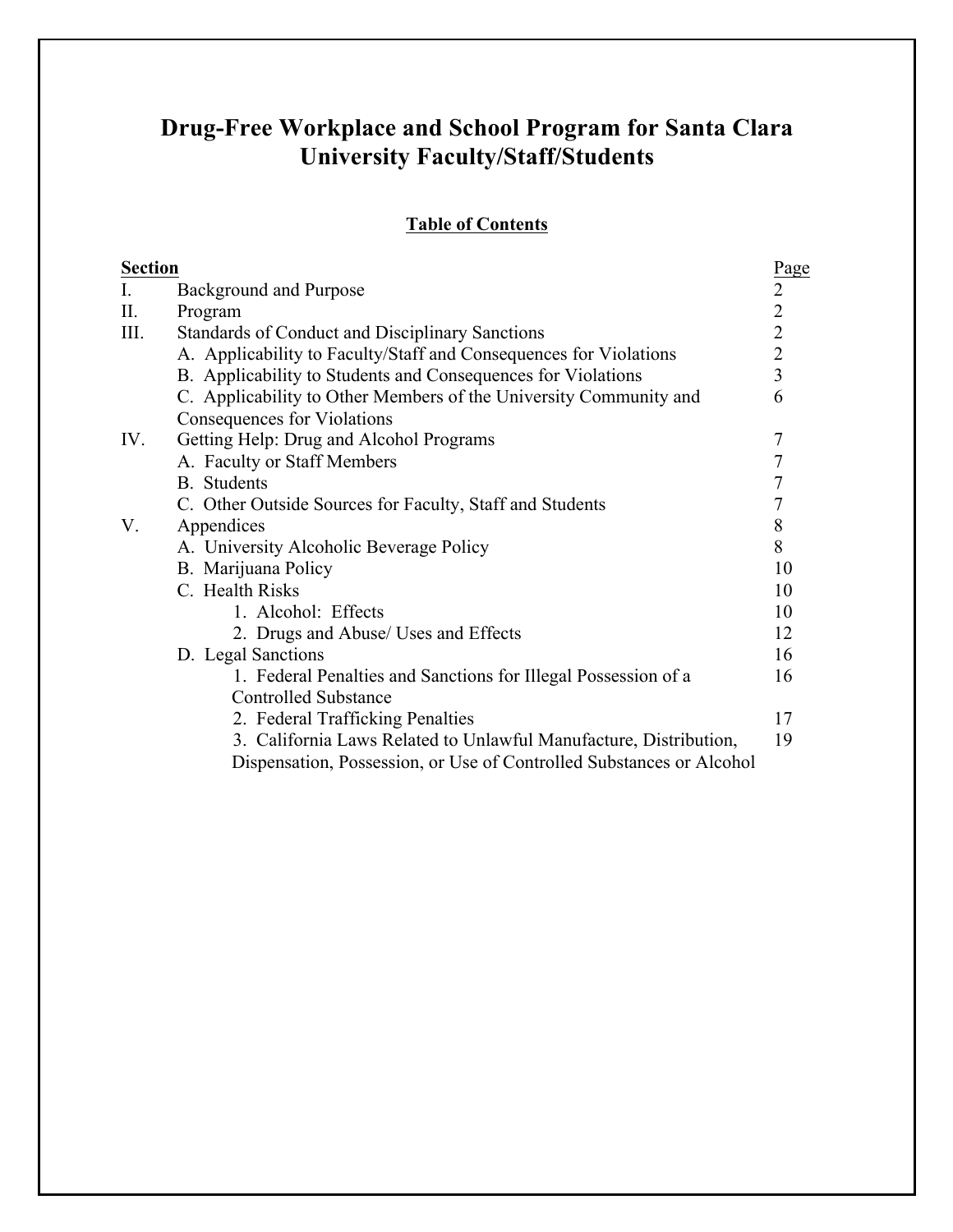# Drug-Free Workplace and School Program for Santa Clara University Faculty/Staff/Students

## Table of Contents

| Section | | Page |
|---|---|---|
| I. | Background and Purpose | 2 |
| II. | Program | 2 |
| III. | Standards of Conduct and Disciplinary Sanctions | 2 |
| | A. Applicability to Faculty/Staff and Consequences for Violations | 2 |
| | B. Applicability to Students and Consequences for Violations | 3 |
| | C. Applicability to Other Members of the University Community and Consequences for Violations | 6 |
| IV. | Getting Help: Drug and Alcohol Programs | 7 |
| | A. Faculty or Staff Members | 7 |
| | B. Students | 7 |
| | C. Other Outside Sources for Faculty, Staff and Students | 7 |
| V. | Appendices | 8 |
| | A. University Alcoholic Beverage Policy | 8 |
| | B. Marijuana Policy | 10 |
| | C. Health Risks | 10 |
| | 1. Alcohol: Effects | 10 |
| | 2. Drugs and Abuse/ Uses and Effects | 12 |
| | D. Legal Sanctions | 16 |
| | 1. Federal Penalties and Sanctions for Illegal Possession of a Controlled Substance | 16 |
| | 2. Federal Trafficking Penalties | 17 |
| | 3. California Laws Related to Unlawful Manufacture, Distribution, Dispensation, Possession, or Use of Controlled Substances or Alcohol | 19 |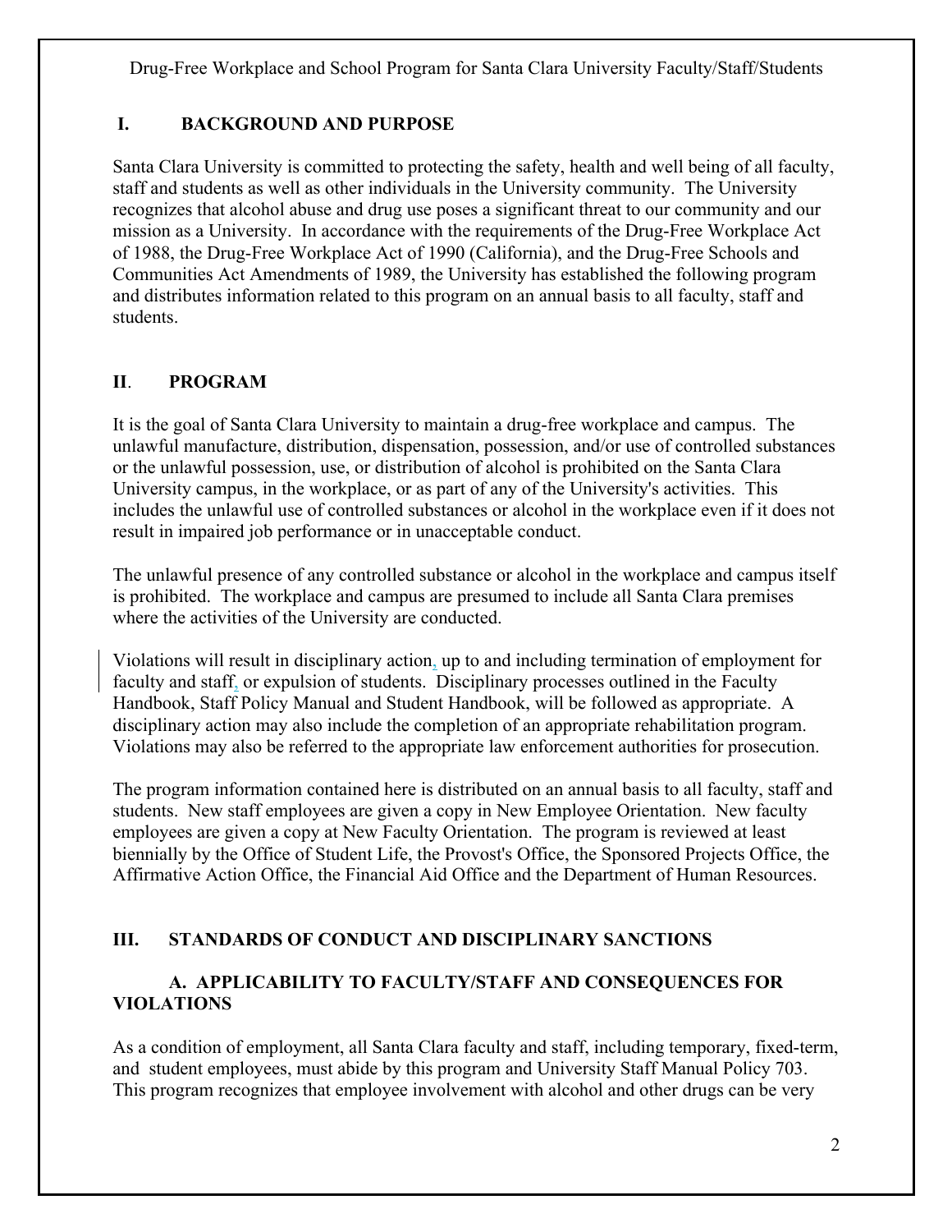## I. BACKGROUND AND PURPOSE

Santa Clara University is committed to protecting the safety, health and well being of all faculty, staff and students as well as other individuals in the University community. The University recognizes that alcohol abuse and drug use poses a significant threat to our community and our mission as a University. In accordance with the requirements of the Drug-Free Workplace Act of 1988, the Drug-Free Workplace Act of 1990 (California), and the Drug-Free Schools and Communities Act Amendments of 1989, the University has established the following program and distributes information related to this program on an annual basis to all faculty, staff and students.

## II. PROGRAM

It is the goal of Santa Clara University to maintain a drug-free workplace and campus. The unlawful manufacture, distribution, dispensation, possession, and/or use of controlled substances or the unlawful possession, use, or distribution of alcohol is prohibited on the Santa Clara University campus, in the workplace, or as part of any of the University's activities. This includes the unlawful use of controlled substances or alcohol in the workplace even if it does not result in impaired job performance or in unacceptable conduct.

The unlawful presence of any controlled substance or alcohol in the workplace and campus itself is prohibited. The workplace and campus are presumed to include all Santa Clara premises where the activities of the University are conducted.

Violations will result in disciplinary action, up to and including termination of employment for faculty and staff, or expulsion of students. Disciplinary processes outlined in the Faculty Handbook, Staff Policy Manual and Student Handbook, will be followed as appropriate. A disciplinary action may also include the completion of an appropriate rehabilitation program. Violations may also be referred to the appropriate law enforcement authorities for prosecution.

The program information contained here is distributed on an annual basis to all faculty, staff and students. New staff employees are given a copy in New Employee Orientation. New faculty employees are given a copy at New Faculty Orientation. The program is reviewed at least biennially by the Office of Student Life, the Provost's Office, the Sponsored Projects Office, the Affirmative Action Office, the Financial Aid Office and the Department of Human Resources.

## III. STANDARDS OF CONDUCT AND DISCIPLINARY SANCTIONS

### A. APPLICABILITY TO FACULTY/STAFF AND CONSEQUENCES FOR VIOLATIONS

As a condition of employment, all Santa Clara faculty and staff, including temporary, fixed-term, and student employees, must abide by this program and University Staff Manual Policy 703. This program recognizes that employee involvement with alcohol and other drugs can be very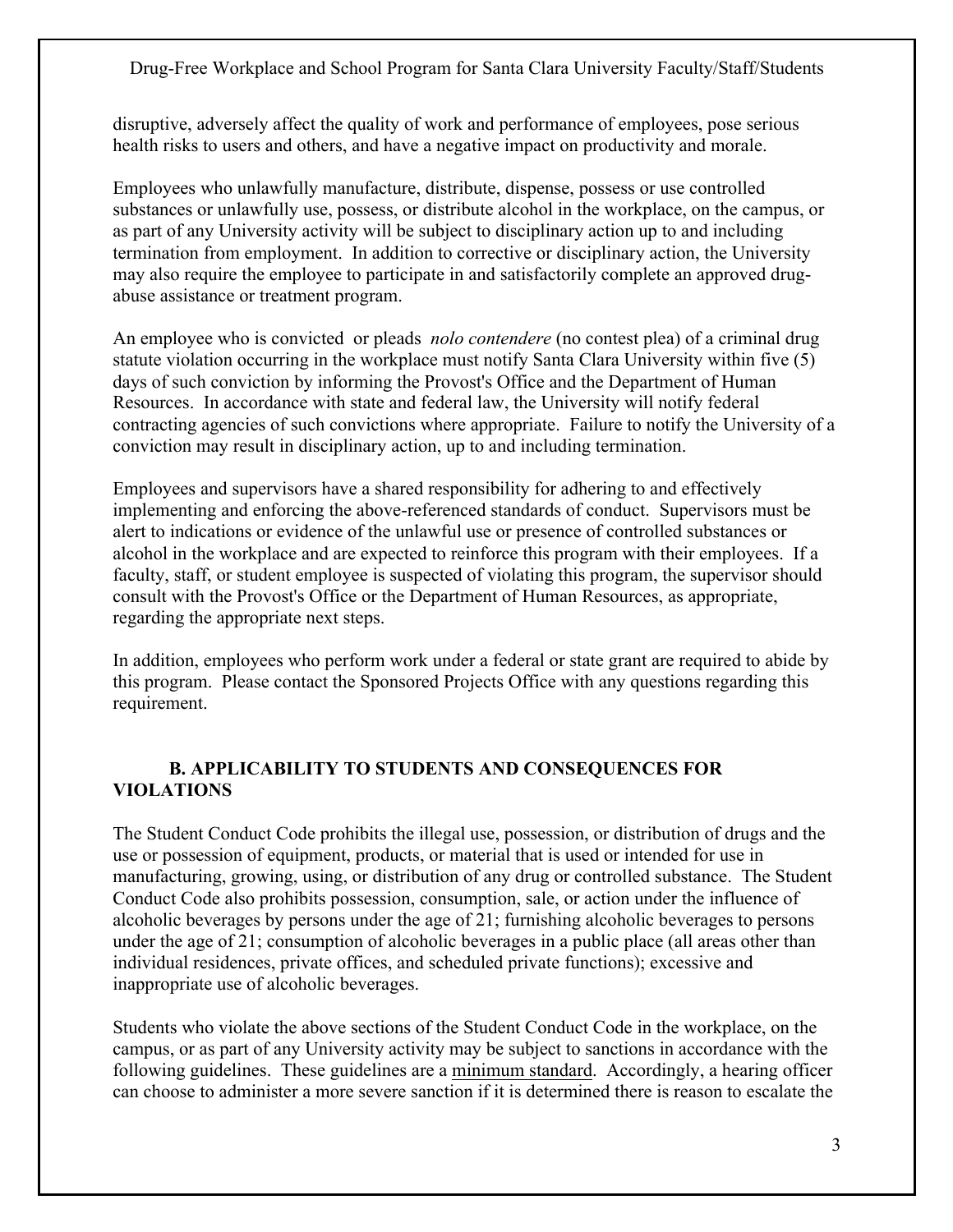disruptive, adversely affect the quality of work and performance of employees, pose serious health risks to users and others, and have a negative impact on productivity and morale.

Employees who unlawfully manufacture, distribute, dispense, possess or use controlled substances or unlawfully use, possess, or distribute alcohol in the workplace, on the campus, or as part of any University activity will be subject to disciplinary action up to and including termination from employment. In addition to corrective or disciplinary action, the University may also require the employee to participate in and satisfactorily complete an approved drug-abuse assistance or treatment program.

An employee who is convicted or pleads *nolo contendere* (no contest plea) of a criminal drug statute violation occurring in the workplace must notify Santa Clara University within five (5) days of such conviction by informing the Provost's Office and the Department of Human Resources. In accordance with state and federal law, the University will notify federal contracting agencies of such convictions where appropriate. Failure to notify the University of a conviction may result in disciplinary action, up to and including termination.

Employees and supervisors have a shared responsibility for adhering to and effectively implementing and enforcing the above-referenced standards of conduct. Supervisors must be alert to indications or evidence of the unlawful use or presence of controlled substances or alcohol in the workplace and are expected to reinforce this program with their employees. If a faculty, staff, or student employee is suspected of violating this program, the supervisor should consult with the Provost's Office or the Department of Human Resources, as appropriate, regarding the appropriate next steps.

In addition, employees who perform work under a federal or state grant are required to abide by this program. Please contact the Sponsored Projects Office with any questions regarding this requirement.

## B. APPLICABILITY TO STUDENTS AND CONSEQUENCES FOR VIOLATIONS

The Student Conduct Code prohibits the illegal use, possession, or distribution of drugs and the use or possession of equipment, products, or material that is used or intended for use in manufacturing, growing, using, or distribution of any drug or controlled substance. The Student Conduct Code also prohibits possession, consumption, sale, or action under the influence of alcoholic beverages by persons under the age of 21; furnishing alcoholic beverages to persons under the age of 21; consumption of alcoholic beverages in a public place (all areas other than individual residences, private offices, and scheduled private functions); excessive and inappropriate use of alcoholic beverages.

Students who violate the above sections of the Student Conduct Code in the workplace, on the campus, or as part of any University activity may be subject to sanctions in accordance with the following guidelines. These guidelines are a <u>minimum standard</u>. Accordingly, a hearing officer can choose to administer a more severe sanction if it is determined there is reason to escalate the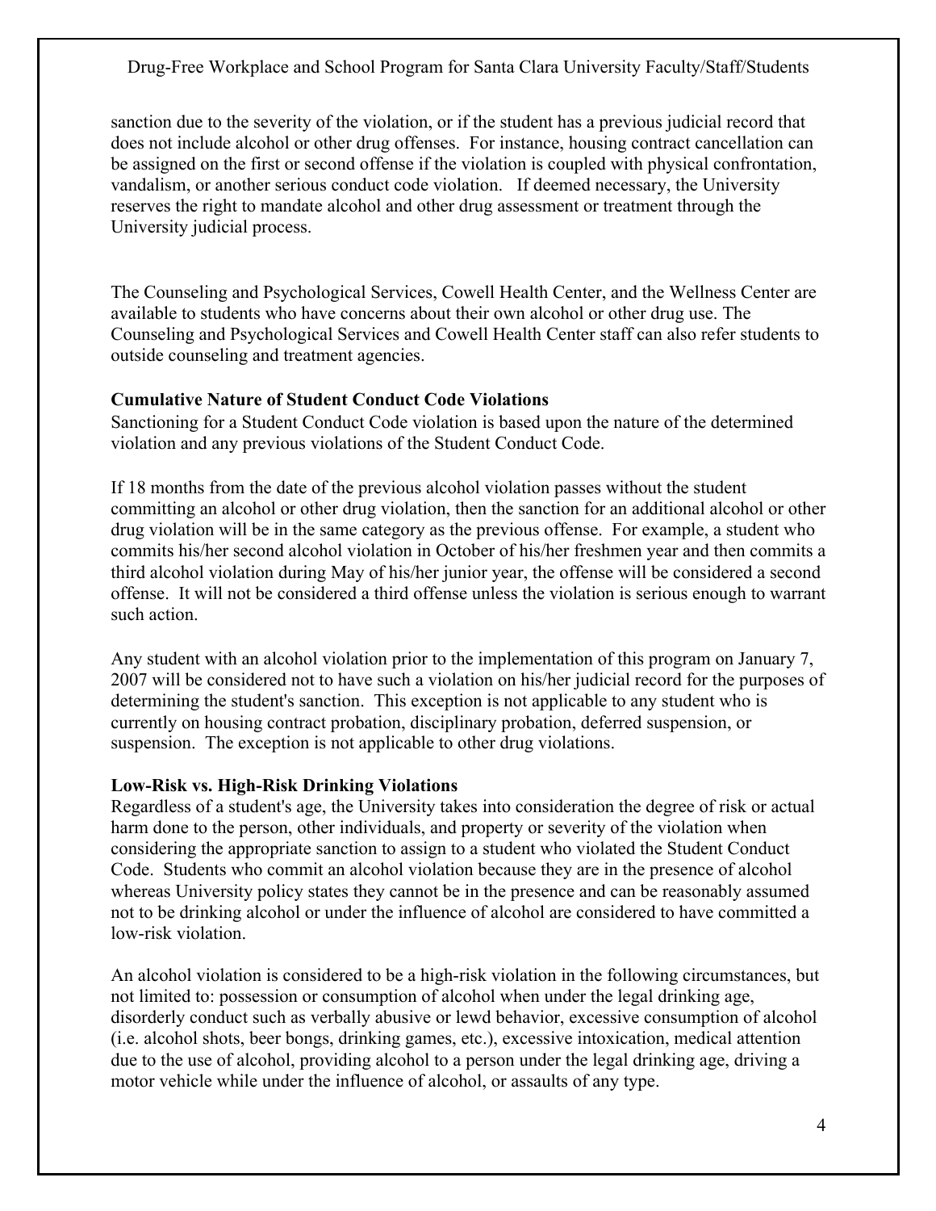sanction due to the severity of the violation, or if the student has a previous judicial record that does not include alcohol or other drug offenses. For instance, housing contract cancellation can be assigned on the first or second offense if the violation is coupled with physical confrontation, vandalism, or another serious conduct code violation. If deemed necessary, the University reserves the right to mandate alcohol and other drug assessment or treatment through the University judicial process.

The Counseling and Psychological Services, Cowell Health Center, and the Wellness Center are available to students who have concerns about their own alcohol or other drug use. The Counseling and Psychological Services and Cowell Health Center staff can also refer students to outside counseling and treatment agencies.

**Cumulative Nature of Student Conduct Code Violations**

Sanctioning for a Student Conduct Code violation is based upon the nature of the determined violation and any previous violations of the Student Conduct Code.

If 18 months from the date of the previous alcohol violation passes without the student committing an alcohol or other drug violation, then the sanction for an additional alcohol or other drug violation will be in the same category as the previous offense. For example, a student who commits his/her second alcohol violation in October of his/her freshmen year and then commits a third alcohol violation during May of his/her junior year, the offense will be considered a second offense. It will not be considered a third offense unless the violation is serious enough to warrant such action.

Any student with an alcohol violation prior to the implementation of this program on January 7, 2007 will be considered not to have such a violation on his/her judicial record for the purposes of determining the student's sanction. This exception is not applicable to any student who is currently on housing contract probation, disciplinary probation, deferred suspension, or suspension. The exception is not applicable to other drug violations.

**Low-Risk vs. High-Risk Drinking Violations**

Regardless of a student's age, the University takes into consideration the degree of risk or actual harm done to the person, other individuals, and property or severity of the violation when considering the appropriate sanction to assign to a student who violated the Student Conduct Code. Students who commit an alcohol violation because they are in the presence of alcohol whereas University policy states they cannot be in the presence and can be reasonably assumed not to be drinking alcohol or under the influence of alcohol are considered to have committed a low-risk violation.

An alcohol violation is considered to be a high-risk violation in the following circumstances, but not limited to: possession or consumption of alcohol when under the legal drinking age, disorderly conduct such as verbally abusive or lewd behavior, excessive consumption of alcohol (i.e. alcohol shots, beer bongs, drinking games, etc.), excessive intoxication, medical attention due to the use of alcohol, providing alcohol to a person under the legal drinking age, driving a motor vehicle while under the influence of alcohol, or assaults of any type.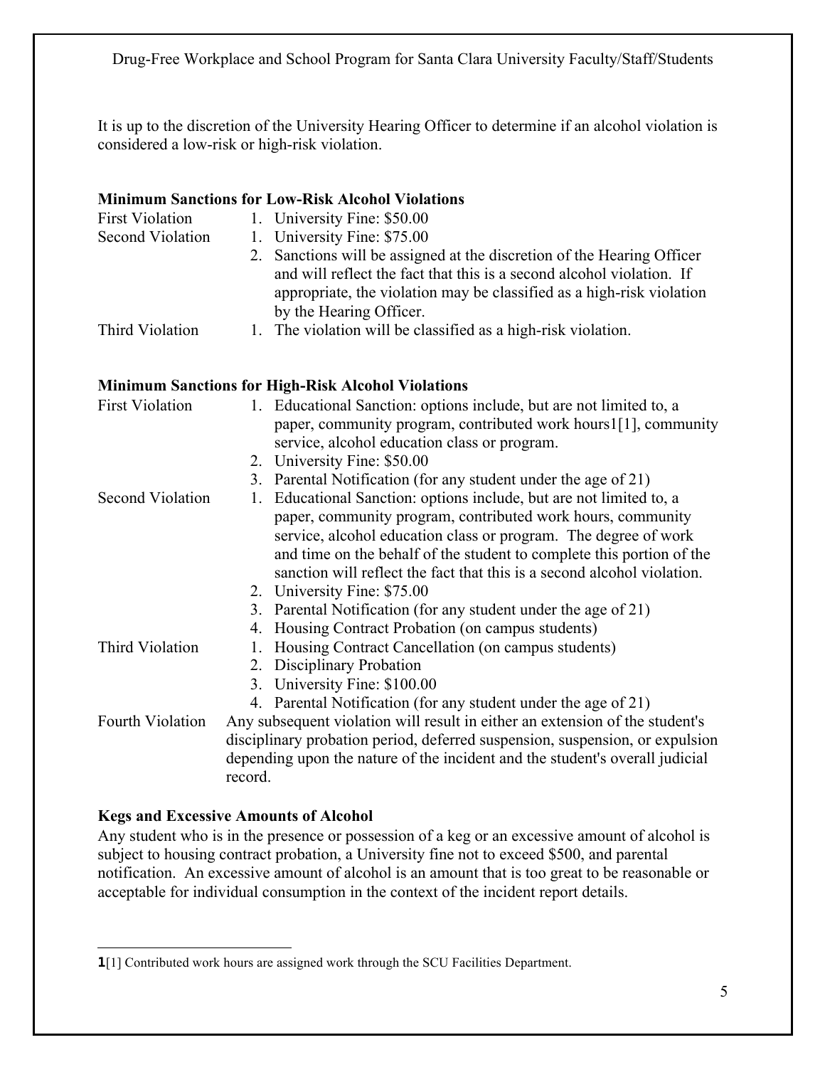It is up to the discretion of the University Hearing Officer to determine if an alcohol violation is considered a low-risk or high-risk violation.

**Minimum Sanctions for Low-Risk Alcohol Violations**

First Violation
1. University Fine: $50.00

Second Violation
1. University Fine: $75.00
2. Sanctions will be assigned at the discretion of the Hearing Officer and will reflect the fact that this is a second alcohol violation. If appropriate, the violation may be classified as a high-risk violation by the Hearing Officer.

Third Violation
1. The violation will be classified as a high-risk violation.

**Minimum Sanctions for High-Risk Alcohol Violations**

First Violation
1. Educational Sanction: options include, but are not limited to, a paper, community program, contributed work hours1[1], community service, alcohol education class or program.
2. University Fine: $50.00
3. Parental Notification (for any student under the age of 21)

Second Violation
1. Educational Sanction: options include, but are not limited to, a paper, community program, contributed work hours, community service, alcohol education class or program. The degree of work and time on the behalf of the student to complete this portion of the sanction will reflect the fact that this is a second alcohol violation.
2. University Fine: $75.00
3. Parental Notification (for any student under the age of 21)
4. Housing Contract Probation (on campus students)

Third Violation
1. Housing Contract Cancellation (on campus students)
2. Disciplinary Probation
3. University Fine: $100.00
4. Parental Notification (for any student under the age of 21)

Fourth Violation
Any subsequent violation will result in either an extension of the student's disciplinary probation period, deferred suspension, suspension, or expulsion depending upon the nature of the incident and the student's overall judicial record.

**Kegs and Excessive Amounts of Alcohol**

Any student who is in the presence or possession of a keg or an excessive amount of alcohol is subject to housing contract probation, a University fine not to exceed $500, and parental notification. An excessive amount of alcohol is an amount that is too great to be reasonable or acceptable for individual consumption in the context of the incident report details.

---

1[1] Contributed work hours are assigned work through the SCU Facilities Department.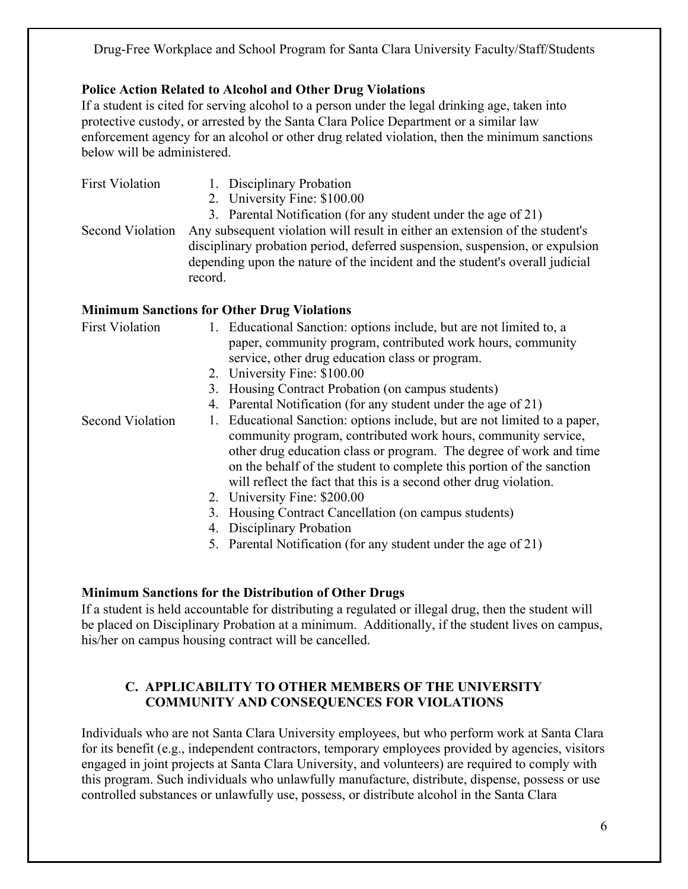**Police Action Related to Alcohol and Other Drug Violations**

If a student is cited for serving alcohol to a person under the legal drinking age, taken into protective custody, or arrested by the Santa Clara Police Department or a similar law enforcement agency for an alcohol or other drug related violation, then the minimum sanctions below will be administered.

First Violation

1. Disciplinary Probation
2. University Fine: $100.00
3. Parental Notification (for any student under the age of 21)

Second Violation

Any subsequent violation will result in either an extension of the student's disciplinary probation period, deferred suspension, suspension, or expulsion depending upon the nature of the incident and the student's overall judicial record.

**Minimum Sanctions for Other Drug Violations**

First Violation

1. Educational Sanction: options include, but are not limited to, a paper, community program, contributed work hours, community service, other drug education class or program.
2. University Fine: $100.00
3. Housing Contract Probation (on campus students)
4. Parental Notification (for any student under the age of 21)

Second Violation

1. Educational Sanction: options include, but are not limited to a paper, community program, contributed work hours, community service, other drug education class or program. The degree of work and time on the behalf of the student to complete this portion of the sanction will reflect the fact that this is a second other drug violation.
2. University Fine: $200.00
3. Housing Contract Cancellation (on campus students)
4. Disciplinary Probation
5. Parental Notification (for any student under the age of 21)

**Minimum Sanctions for the Distribution of Other Drugs**

If a student is held accountable for distributing a regulated or illegal drug, then the student will be placed on Disciplinary Probation at a minimum. Additionally, if the student lives on campus, his/her on campus housing contract will be cancelled.

## C. APPLICABILITY TO OTHER MEMBERS OF THE UNIVERSITY COMMUNITY AND CONSEQUENCES FOR VIOLATIONS

Individuals who are not Santa Clara University employees, but who perform work at Santa Clara for its benefit (e.g., independent contractors, temporary employees provided by agencies, visitors engaged in joint projects at Santa Clara University, and volunteers) are required to comply with this program. Such individuals who unlawfully manufacture, distribute, dispense, possess or use controlled substances or unlawfully use, possess, or distribute alcohol in the Santa Clara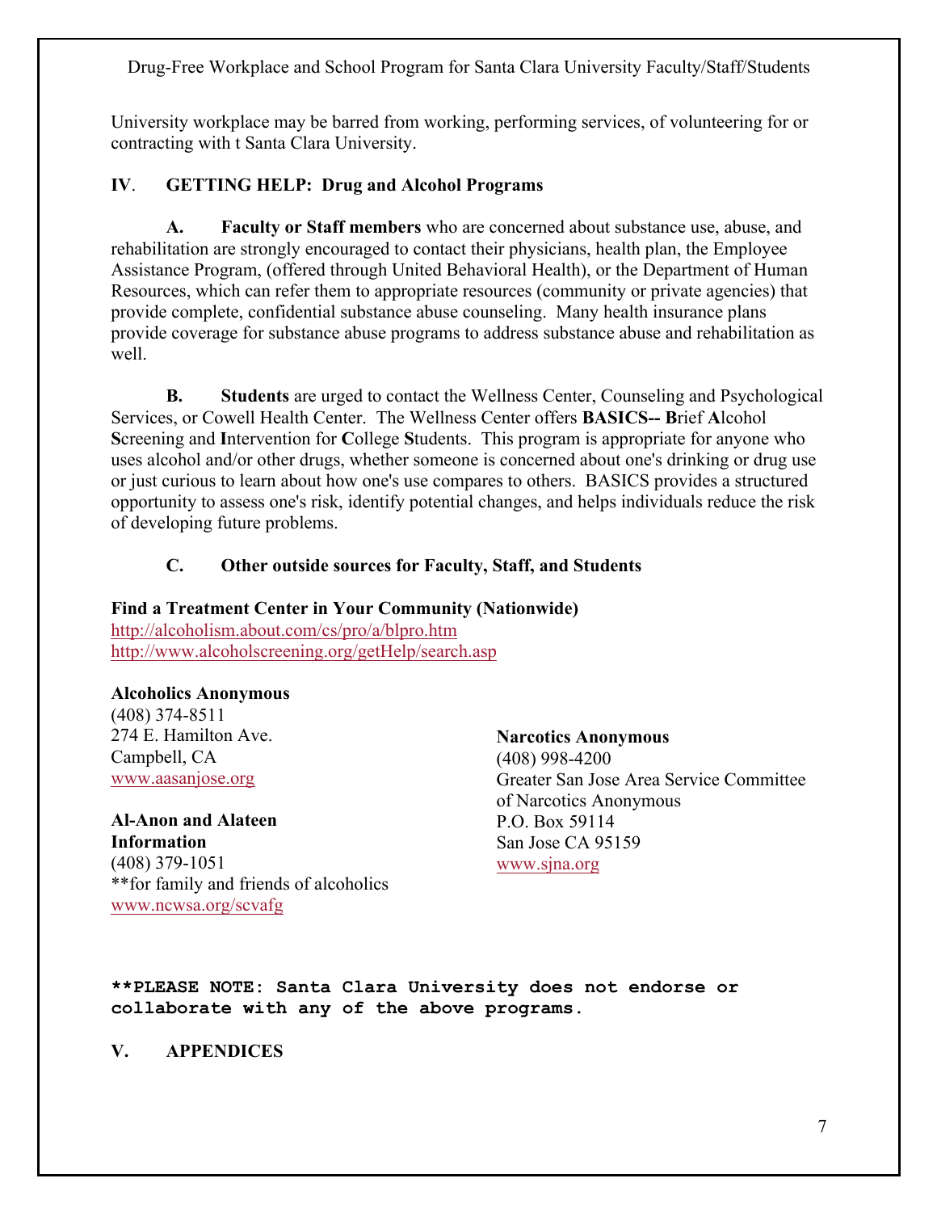University workplace may be barred from working, performing services, of volunteering for or contracting with t Santa Clara University.

## IV. GETTING HELP: Drug and Alcohol Programs

**A. Faculty or Staff members** who are concerned about substance use, abuse, and rehabilitation are strongly encouraged to contact their physicians, health plan, the Employee Assistance Program, (offered through United Behavioral Health), or the Department of Human Resources, which can refer them to appropriate resources (community or private agencies) that provide complete, confidential substance abuse counseling. Many health insurance plans provide coverage for substance abuse programs to address substance abuse and rehabilitation as well.

**B. Students** are urged to contact the Wellness Center, Counseling and Psychological Services, or Cowell Health Center. The Wellness Center offers **BASICS-- B**rief **A**lcohol **S**creening and **I**ntervention for **C**ollege **S**tudents. This program is appropriate for anyone who uses alcohol and/or other drugs, whether someone is concerned about one's drinking or drug use or just curious to learn about how one's use compares to others. BASICS provides a structured opportunity to assess one's risk, identify potential changes, and helps individuals reduce the risk of developing future problems.

### C. Other outside sources for Faculty, Staff, and Students

**Find a Treatment Center in Your Community (Nationwide)**
http://alcoholism.about.com/cs/pro/a/blpro.htm
http://www.alcoholscreening.org/getHelp/search.asp

**Alcoholics Anonymous**
(408) 374-8511
274 E. Hamilton Ave.
Campbell, CA
www.aasanjose.org

**Al-Anon and Alateen Information**
(408) 379-1051
**for family and friends of alcoholics
www.ncwsa.org/scvafg

**Narcotics Anonymous**
(408) 998-4200
Greater San Jose Area Service Committee of Narcotics Anonymous
P.O. Box 59114
San Jose CA 95159
www.sjna.org

****PLEASE NOTE: Santa Clara University does not endorse or collaborate with any of the above programs.**

## V. APPENDICES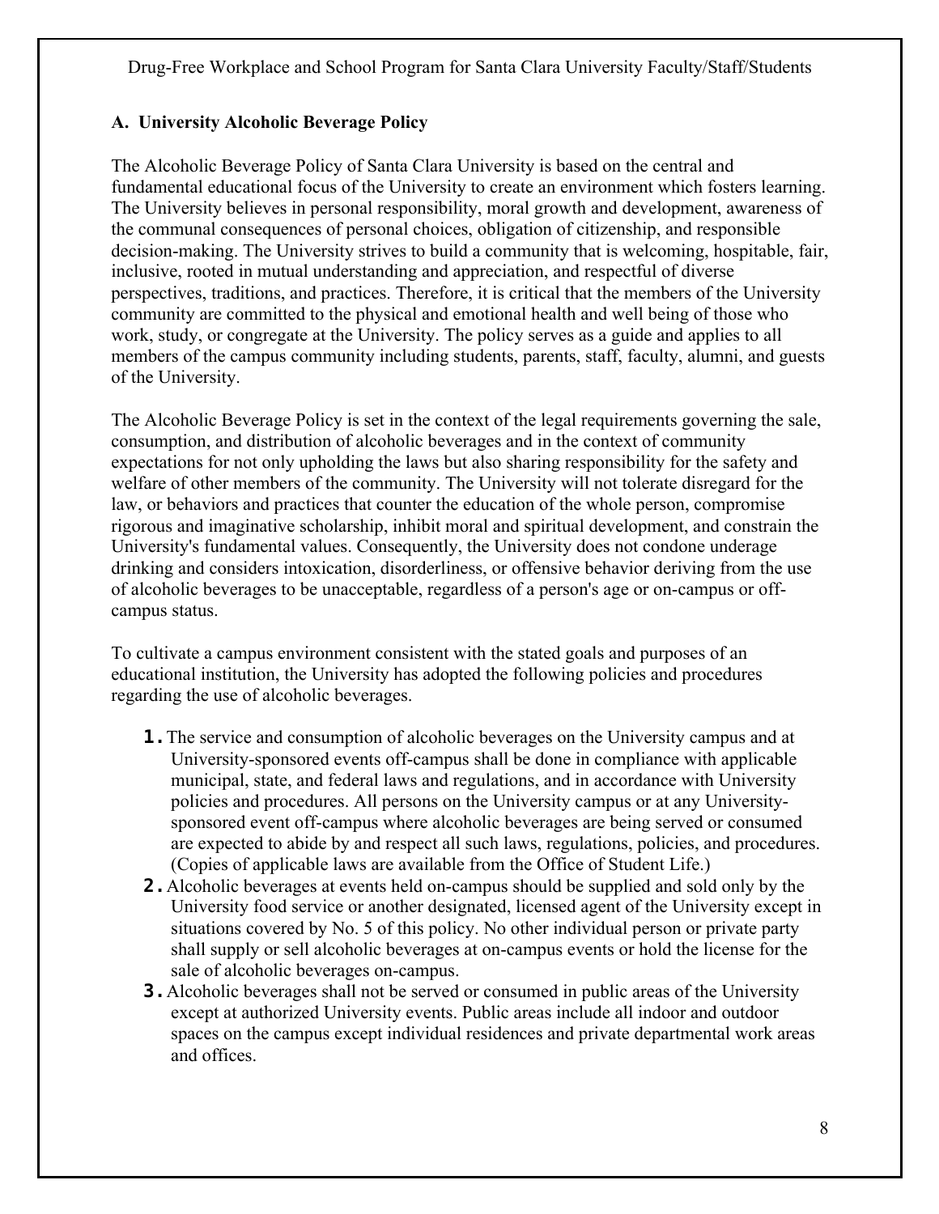## A. University Alcoholic Beverage Policy

The Alcoholic Beverage Policy of Santa Clara University is based on the central and fundamental educational focus of the University to create an environment which fosters learning. The University believes in personal responsibility, moral growth and development, awareness of the communal consequences of personal choices, obligation of citizenship, and responsible decision-making. The University strives to build a community that is welcoming, hospitable, fair, inclusive, rooted in mutual understanding and appreciation, and respectful of diverse perspectives, traditions, and practices. Therefore, it is critical that the members of the University community are committed to the physical and emotional health and well being of those who work, study, or congregate at the University. The policy serves as a guide and applies to all members of the campus community including students, parents, staff, faculty, alumni, and guests of the University.

The Alcoholic Beverage Policy is set in the context of the legal requirements governing the sale, consumption, and distribution of alcoholic beverages and in the context of community expectations for not only upholding the laws but also sharing responsibility for the safety and welfare of other members of the community. The University will not tolerate disregard for the law, or behaviors and practices that counter the education of the whole person, compromise rigorous and imaginative scholarship, inhibit moral and spiritual development, and constrain the University's fundamental values. Consequently, the University does not condone underage drinking and considers intoxication, disorderliness, or offensive behavior deriving from the use of alcoholic beverages to be unacceptable, regardless of a person's age or on-campus or off-campus status.

To cultivate a campus environment consistent with the stated goals and purposes of an educational institution, the University has adopted the following policies and procedures regarding the use of alcoholic beverages.

1. The service and consumption of alcoholic beverages on the University campus and at University-sponsored events off-campus shall be done in compliance with applicable municipal, state, and federal laws and regulations, and in accordance with University policies and procedures. All persons on the University campus or at any University-sponsored event off-campus where alcoholic beverages are being served or consumed are expected to abide by and respect all such laws, regulations, policies, and procedures. (Copies of applicable laws are available from the Office of Student Life.)
2. Alcoholic beverages at events held on-campus should be supplied and sold only by the University food service or another designated, licensed agent of the University except in situations covered by No. 5 of this policy. No other individual person or private party shall supply or sell alcoholic beverages at on-campus events or hold the license for the sale of alcoholic beverages on-campus.
3. Alcoholic beverages shall not be served or consumed in public areas of the University except at authorized University events. Public areas include all indoor and outdoor spaces on the campus except individual residences and private departmental work areas and offices.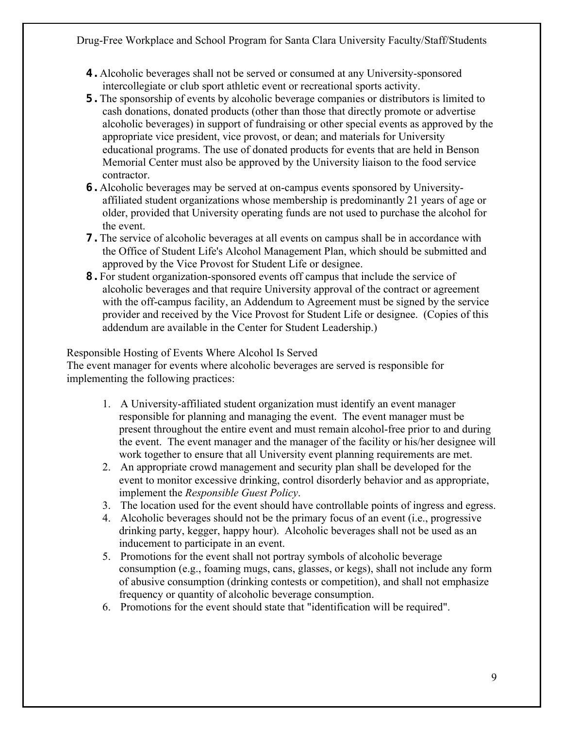4. Alcoholic beverages shall not be served or consumed at any University-sponsored intercollegiate or club sport athletic event or recreational sports activity.
5. The sponsorship of events by alcoholic beverage companies or distributors is limited to cash donations, donated products (other than those that directly promote or advertise alcoholic beverages) in support of fundraising or other special events as approved by the appropriate vice president, vice provost, or dean; and materials for University educational programs. The use of donated products for events that are held in Benson Memorial Center must also be approved by the University liaison to the food service contractor.
6. Alcoholic beverages may be served at on-campus events sponsored by University-affiliated student organizations whose membership is predominantly 21 years of age or older, provided that University operating funds are not used to purchase the alcohol for the event.
7. The service of alcoholic beverages at all events on campus shall be in accordance with the Office of Student Life's Alcohol Management Plan, which should be submitted and approved by the Vice Provost for Student Life or designee.
8. For student organization-sponsored events off campus that include the service of alcoholic beverages and that require University approval of the contract or agreement with the off-campus facility, an Addendum to Agreement must be signed by the service provider and received by the Vice Provost for Student Life or designee. (Copies of this addendum are available in the Center for Student Leadership.)

Responsible Hosting of Events Where Alcohol Is Served

The event manager for events where alcoholic beverages are served is responsible for implementing the following practices:

1. A University-affiliated student organization must identify an event manager responsible for planning and managing the event. The event manager must be present throughout the entire event and must remain alcohol-free prior to and during the event. The event manager and the manager of the facility or his/her designee will work together to ensure that all University event planning requirements are met.
2. An appropriate crowd management and security plan shall be developed for the event to monitor excessive drinking, control disorderly behavior and as appropriate, implement the *Responsible Guest Policy*.
3. The location used for the event should have controllable points of ingress and egress.
4. Alcoholic beverages should not be the primary focus of an event (i.e., progressive drinking party, kegger, happy hour). Alcoholic beverages shall not be used as an inducement to participate in an event.
5. Promotions for the event shall not portray symbols of alcoholic beverage consumption (e.g., foaming mugs, cans, glasses, or kegs), shall not include any form of abusive consumption (drinking contests or competition), and shall not emphasize frequency or quantity of alcoholic beverage consumption.
6. Promotions for the event should state that "identification will be required".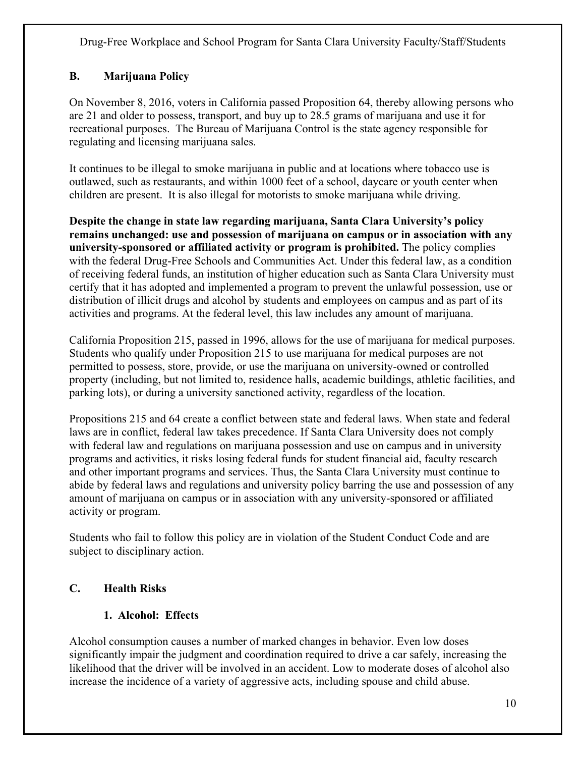## B. Marijuana Policy

On November 8, 2016, voters in California passed Proposition 64, thereby allowing persons who are 21 and older to possess, transport, and buy up to 28.5 grams of marijuana and use it for recreational purposes. The Bureau of Marijuana Control is the state agency responsible for regulating and licensing marijuana sales.

It continues to be illegal to smoke marijuana in public and at locations where tobacco use is outlawed, such as restaurants, and within 1000 feet of a school, daycare or youth center when children are present. It is also illegal for motorists to smoke marijuana while driving.

**Despite the change in state law regarding marijuana, Santa Clara University's policy remains unchanged: use and possession of marijuana on campus or in association with any university-sponsored or affiliated activity or program is prohibited.** The policy complies with the federal Drug-Free Schools and Communities Act. Under this federal law, as a condition of receiving federal funds, an institution of higher education such as Santa Clara University must certify that it has adopted and implemented a program to prevent the unlawful possession, use or distribution of illicit drugs and alcohol by students and employees on campus and as part of its activities and programs. At the federal level, this law includes any amount of marijuana.

California Proposition 215, passed in 1996, allows for the use of marijuana for medical purposes. Students who qualify under Proposition 215 to use marijuana for medical purposes are not permitted to possess, store, provide, or use the marijuana on university-owned or controlled property (including, but not limited to, residence halls, academic buildings, athletic facilities, and parking lots), or during a university sanctioned activity, regardless of the location.

Propositions 215 and 64 create a conflict between state and federal laws. When state and federal laws are in conflict, federal law takes precedence. If Santa Clara University does not comply with federal law and regulations on marijuana possession and use on campus and in university programs and activities, it risks losing federal funds for student financial aid, faculty research and other important programs and services. Thus, the Santa Clara University must continue to abide by federal laws and regulations and university policy barring the use and possession of any amount of marijuana on campus or in association with any university-sponsored or affiliated activity or program.

Students who fail to follow this policy are in violation of the Student Conduct Code and are subject to disciplinary action.

## C. Health Risks

### 1. Alcohol: Effects

Alcohol consumption causes a number of marked changes in behavior. Even low doses significantly impair the judgment and coordination required to drive a car safely, increasing the likelihood that the driver will be involved in an accident. Low to moderate doses of alcohol also increase the incidence of a variety of aggressive acts, including spouse and child abuse.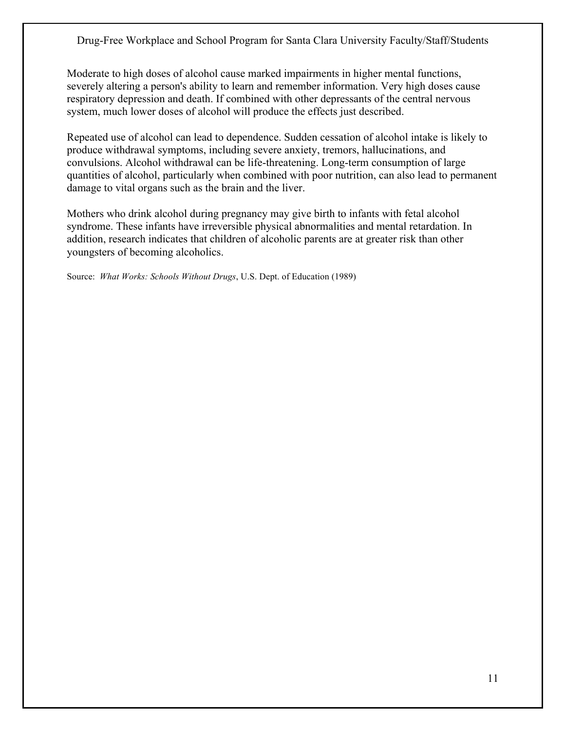Moderate to high doses of alcohol cause marked impairments in higher mental functions, severely altering a person's ability to learn and remember information. Very high doses cause respiratory depression and death. If combined with other depressants of the central nervous system, much lower doses of alcohol will produce the effects just described.

Repeated use of alcohol can lead to dependence. Sudden cessation of alcohol intake is likely to produce withdrawal symptoms, including severe anxiety, tremors, hallucinations, and convulsions. Alcohol withdrawal can be life-threatening. Long-term consumption of large quantities of alcohol, particularly when combined with poor nutrition, can also lead to permanent damage to vital organs such as the brain and the liver.

Mothers who drink alcohol during pregnancy may give birth to infants with fetal alcohol syndrome. These infants have irreversible physical abnormalities and mental retardation. In addition, research indicates that children of alcoholic parents are at greater risk than other youngsters of becoming alcoholics.

Source: *What Works: Schools Without Drugs*, U.S. Dept. of Education (1989)